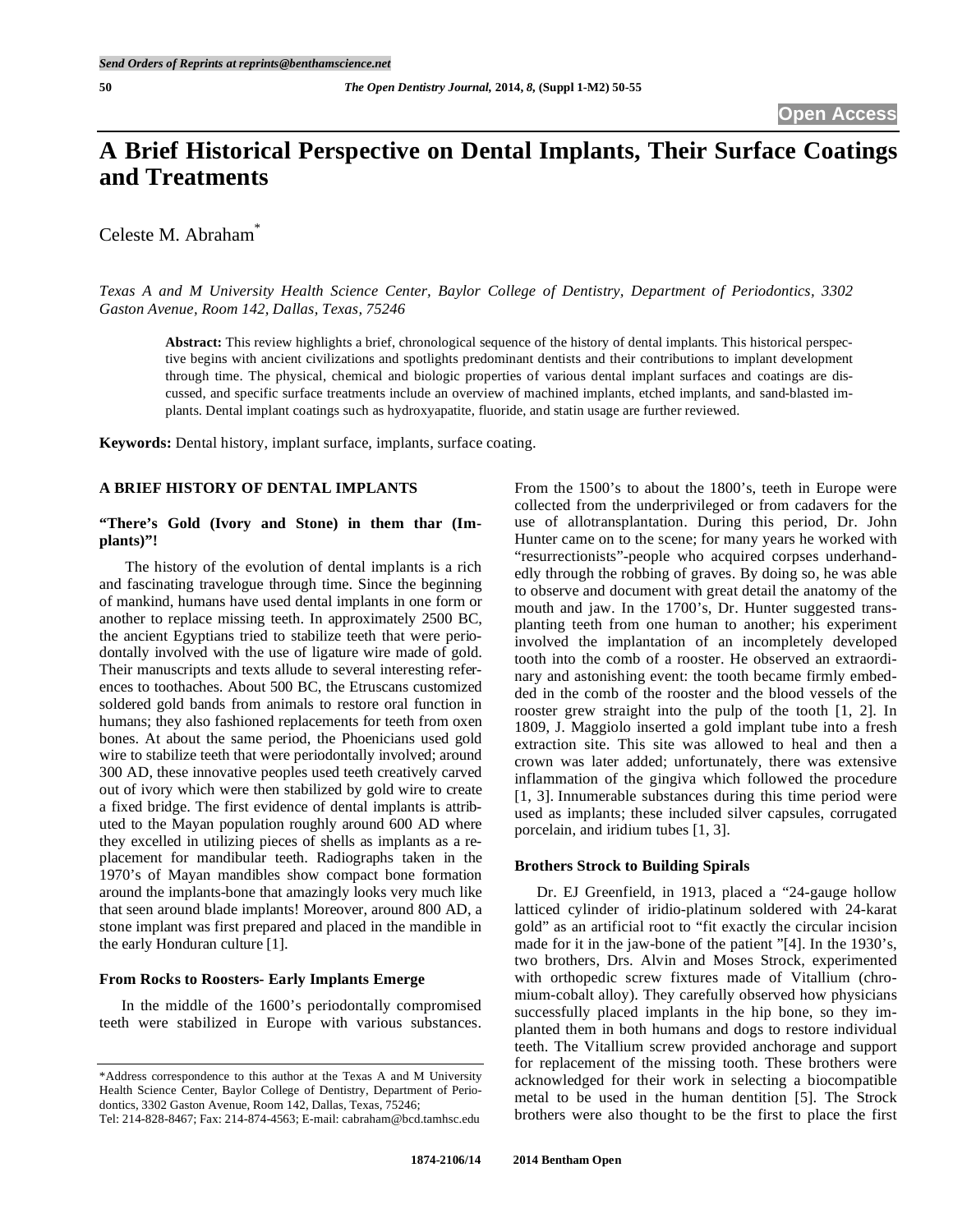Send Orders of Reprints at reprints@benthamscience.net

**Open Access**

# A Brief Historical Perspective on Dental Implants, Their Surface Coatings and Treatments

Celeste M. Abraham*

*Texas A and M University Health Science Center, Baylor College of Dentistry, Department of Periodontics, 3302 Gaston Avenue, Room 142, Dallas, Texas, 75246*

**Abstract:** This review highlights a brief, chronological sequence of the history of dental implants. This historical perspective begins with ancient civilizations and spotlights predominant dentists and their contributions to implant development through time. The physical, chemical and biologic properties of various dental implant surfaces and coatings are discussed, and specific surface treatments include an overview of machined implants, etched implants, and sand-blasted implants. Dental implant coatings such as hydroxyapatite, fluoride, and statin usage are further reviewed.

**Keywords:** Dental history, implant surface, implants, surface coating.

## A BRIEF HISTORY OF DENTAL IMPLANTS

### "There's Gold (Ivory and Stone) in them thar (Implants)"!

The history of the evolution of dental implants is a rich and fascinating travelogue through time. Since the beginning of mankind, humans have used dental implants in one form or another to replace missing teeth. In approximately 2500 BC, the ancient Egyptians tried to stabilize teeth that were periodontally involved with the use of ligature wire made of gold. Their manuscripts and texts allude to several interesting references to toothaches. About 500 BC, the Etruscans customized soldered gold bands from animals to restore oral function in humans; they also fashioned replacements for teeth from oxen bones. At about the same period, the Phoenicians used gold wire to stabilize teeth that were periodontally involved; around 300 AD, these innovative peoples used teeth creatively carved out of ivory which were then stabilized by gold wire to create a fixed bridge. The first evidence of dental implants is attributed to the Mayan population roughly around 600 AD where they excelled in utilizing pieces of shells as implants as a replacement for mandibular teeth. Radiographs taken in the 1970's of Mayan mandibles show compact bone formation around the implants-bone that amazingly looks very much like that seen around blade implants! Moreover, around 800 AD, a stone implant was first prepared and placed in the mandible in the early Honduran culture [1].

### From Rocks to Roosters- Early Implants Emerge

In the middle of the 1600's periodontally compromised teeth were stabilized in Europe with various substances. From the 1500's to about the 1800's, teeth in Europe were collected from the underprivileged or from cadavers for the use of allotransplantation. During this period, Dr. John Hunter came on to the scene; for many years he worked with "resurrectionists"-people who acquired corpses underhandedly through the robbing of graves. By doing so, he was able to observe and document with great detail the anatomy of the mouth and jaw. In the 1700's, Dr. Hunter suggested transplanting teeth from one human to another; his experiment involved the implantation of an incompletely developed tooth into the comb of a rooster. He observed an extraordinary and astonishing event: the tooth became firmly embedded in the comb of the rooster and the blood vessels of the rooster grew straight into the pulp of the tooth [1, 2]. In 1809, J. Maggiolo inserted a gold implant tube into a fresh extraction site. This site was allowed to heal and then a crown was later added; unfortunately, there was extensive inflammation of the gingiva which followed the procedure [1, 3]. Innumerable substances during this time period were used as implants; these included silver capsules, corrugated porcelain, and iridium tubes [1, 3].

### Brothers Strock to Building Spirals

Dr. EJ Greenfield, in 1913, placed a "24-gauge hollow latticed cylinder of iridio-platinum soldered with 24-karat gold" as an artificial root to "fit exactly the circular incision made for it in the jaw-bone of the patient "[4]. In the 1930's, two brothers, Drs. Alvin and Moses Strock, experimented with orthopedic screw fixtures made of Vitallium (chromium-cobalt alloy). They carefully observed how physicians successfully placed implants in the hip bone, so they implanted them in both humans and dogs to restore individual teeth. The Vitallium screw provided anchorage and support for replacement of the missing tooth. These brothers were acknowledged for their work in selecting a biocompatible metal to be used in the human dentition [5]. The Strock brothers were also thought to be the first to place the first

*Address correspondence to this author at the Texas A and M University Health Science Center, Baylor College of Dentistry, Department of Periodontics, 3302 Gaston Avenue, Room 142, Dallas, Texas, 75246; Tel: 214-828-8467; Fax: 214-874-4563; E-mail: cabraham@bcd.tamhsc.edu

1874-2106/14 2014 Bentham Open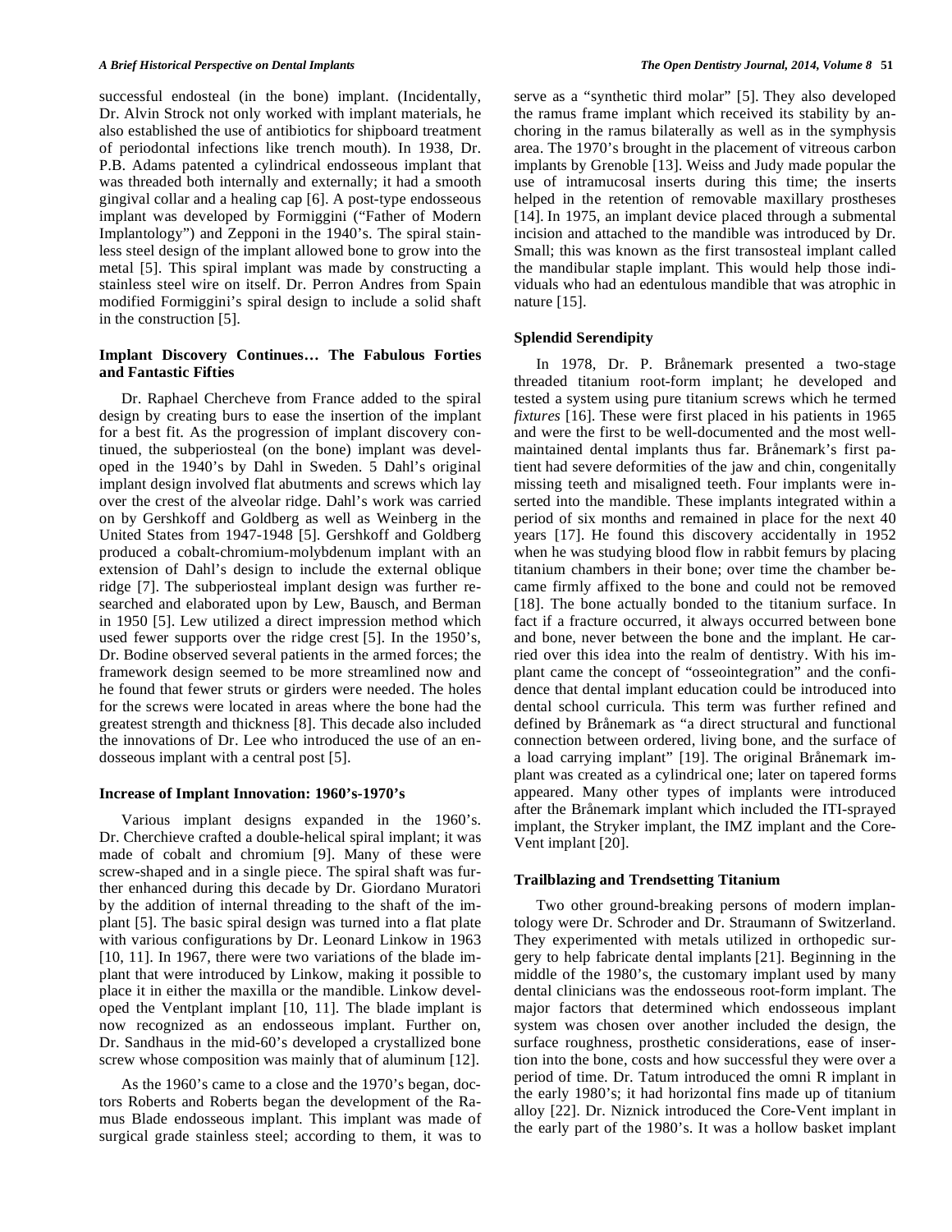successful endosteal (in the bone) implant. (Incidentally, Dr. Alvin Strock not only worked with implant materials, he also established the use of antibiotics for shipboard treatment of periodontal infections like trench mouth). In 1938, Dr. P.B. Adams patented a cylindrical endosseous implant that was threaded both internally and externally; it had a smooth gingival collar and a healing cap [6]. A post-type endosseous implant was developed by Formiggini ("Father of Modern Implantology") and Zepponi in the 1940's. The spiral stainless steel design of the implant allowed bone to grow into the metal [5]. This spiral implant was made by constructing a stainless steel wire on itself. Dr. Perron Andres from Spain modified Formiggini's spiral design to include a solid shaft in the construction [5].

### Implant Discovery Continues… The Fabulous Forties and Fantastic Fifties

Dr. Raphael Chercheve from France added to the spiral design by creating burs to ease the insertion of the implant for a best fit. As the progression of implant discovery continued, the subperiosteal (on the bone) implant was developed in the 1940's by Dahl in Sweden. 5 Dahl's original implant design involved flat abutments and screws which lay over the crest of the alveolar ridge. Dahl's work was carried on by Gershkoff and Goldberg as well as Weinberg in the United States from 1947-1948 [5]. Gershkoff and Goldberg produced a cobalt-chromium-molybdenum implant with an extension of Dahl's design to include the external oblique ridge [7]. The subperiosteal implant design was further researched and elaborated upon by Lew, Bausch, and Berman in 1950 [5]. Lew utilized a direct impression method which used fewer supports over the ridge crest [5]. In the 1950's, Dr. Bodine observed several patients in the armed forces; the framework design seemed to be more streamlined now and he found that fewer struts or girders were needed. The holes for the screws were located in areas where the bone had the greatest strength and thickness [8]. This decade also included the innovations of Dr. Lee who introduced the use of an endosseous implant with a central post [5].

### Increase of Implant Innovation: 1960's-1970's

Various implant designs expanded in the 1960's. Dr. Cherchieve crafted a double-helical spiral implant; it was made of cobalt and chromium [9]. Many of these were screw-shaped and in a single piece. The spiral shaft was further enhanced during this decade by Dr. Giordano Muratori by the addition of internal threading to the shaft of the implant [5]. The basic spiral design was turned into a flat plate with various configurations by Dr. Leonard Linkow in 1963 [10, 11]. In 1967, there were two variations of the blade implant that were introduced by Linkow, making it possible to place it in either the maxilla or the mandible. Linkow developed the Ventplant implant [10, 11]. The blade implant is now recognized as an endosseous implant. Further on, Dr. Sandhaus in the mid-60's developed a crystallized bone screw whose composition was mainly that of aluminum [12].

As the 1960's came to a close and the 1970's began, doctors Roberts and Roberts began the development of the Ramus Blade endosseous implant. This implant was made of surgical grade stainless steel; according to them, it was to serve as a "synthetic third molar" [5]. They also developed the ramus frame implant which received its stability by anchoring in the ramus bilaterally as well as in the symphysis area. The 1970's brought in the placement of vitreous carbon implants by Grenoble [13]. Weiss and Judy made popular the use of intramucosal inserts during this time; the inserts helped in the retention of removable maxillary prostheses [14]. In 1975, an implant device placed through a submental incision and attached to the mandible was introduced by Dr. Small; this was known as the first transosteal implant called the mandibular staple implant. This would help those individuals who had an edentulous mandible that was atrophic in nature [15].

### Splendid Serendipity

In 1978, Dr. P. Brånemark presented a two-stage threaded titanium root-form implant; he developed and tested a system using pure titanium screws which he termed *fixtures* [16]. These were first placed in his patients in 1965 and were the first to be well-documented and the most well-maintained dental implants thus far. Brånemark's first patient had severe deformities of the jaw and chin, congenitally missing teeth and misaligned teeth. Four implants were inserted into the mandible. These implants integrated within a period of six months and remained in place for the next 40 years [17]. He found this discovery accidentally in 1952 when he was studying blood flow in rabbit femurs by placing titanium chambers in their bone; over time the chamber became firmly affixed to the bone and could not be removed [18]. The bone actually bonded to the titanium surface. In fact if a fracture occurred, it always occurred between bone and bone, never between the bone and the implant. He carried over this idea into the realm of dentistry. With his implant came the concept of "osseointegration" and the confidence that dental implant education could be introduced into dental school curricula. This term was further refined and defined by Brånemark as "a direct structural and functional connection between ordered, living bone, and the surface of a load carrying implant" [19]. The original Brånemark implant was created as a cylindrical one; later on tapered forms appeared. Many other types of implants were introduced after the Brånemark implant which included the ITI-sprayed implant, the Stryker implant, the IMZ implant and the Core-Vent implant [20].

### Trailblazing and Trendsetting Titanium

Two other ground-breaking persons of modern implantology were Dr. Schroder and Dr. Straumann of Switzerland. They experimented with metals utilized in orthopedic surgery to help fabricate dental implants [21]. Beginning in the middle of the 1980's, the customary implant used by many dental clinicians was the endosseous root-form implant. The major factors that determined which endosseous implant system was chosen over another included the design, the surface roughness, prosthetic considerations, ease of insertion into the bone, costs and how successful they were over a period of time. Dr. Tatum introduced the omni R implant in the early 1980's; it had horizontal fins made up of titanium alloy [22]. Dr. Niznick introduced the Core-Vent implant in the early part of the 1980's. It was a hollow basket implant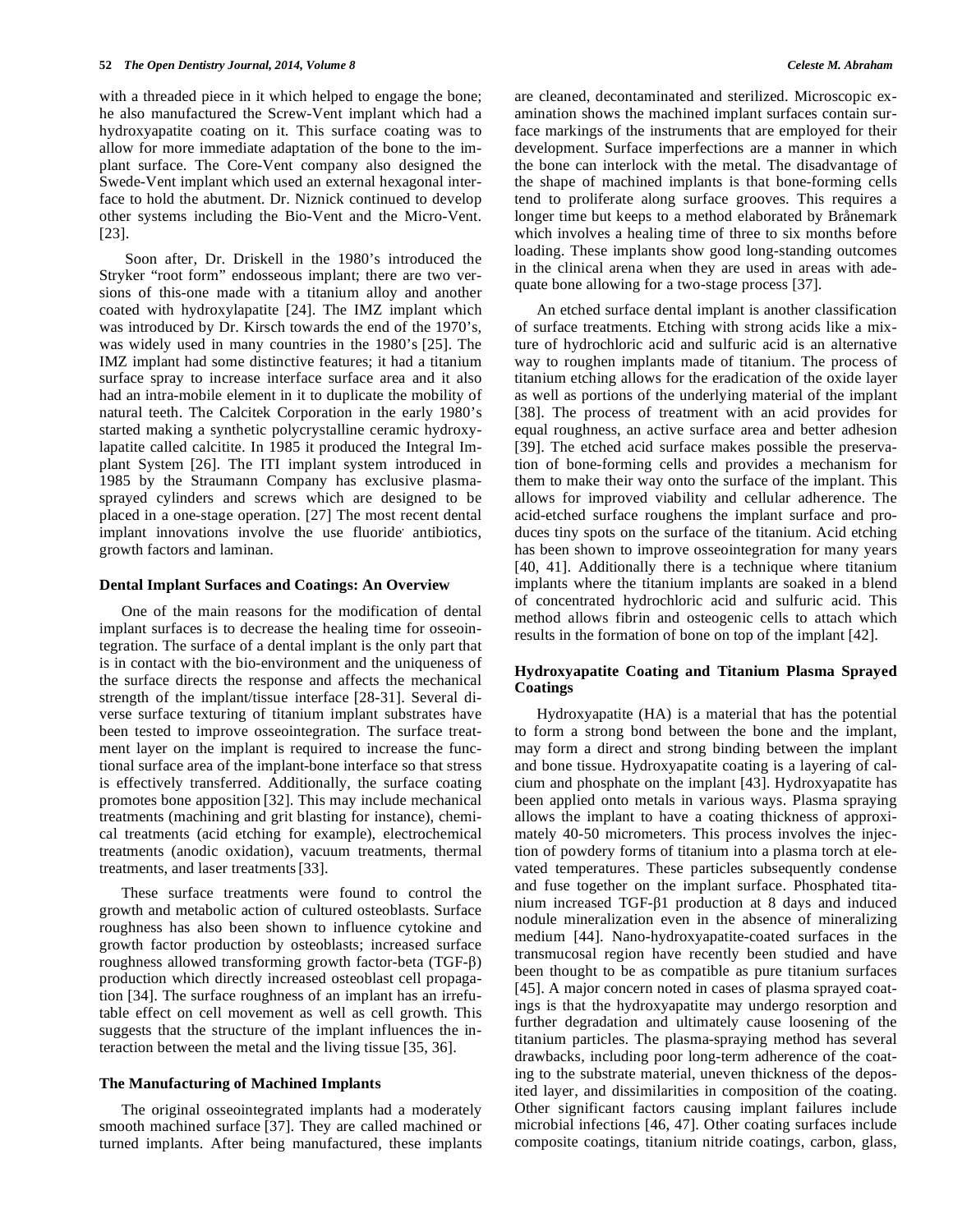with a threaded piece in it which helped to engage the bone; he also manufactured the Screw-Vent implant which had a hydroxyapatite coating on it. This surface coating was to allow for more immediate adaptation of the bone to the implant surface. The Core-Vent company also designed the Swede-Vent implant which used an external hexagonal interface to hold the abutment. Dr. Niznick continued to develop other systems including the Bio-Vent and the Micro-Vent. [23].

Soon after, Dr. Driskell in the 1980's introduced the Stryker "root form" endosseous implant; there are two versions of this-one made with a titanium alloy and another coated with hydroxylapatite [24]. The IMZ implant which was introduced by Dr. Kirsch towards the end of the 1970's, was widely used in many countries in the 1980's [25]. The IMZ implant had some distinctive features; it had a titanium surface spray to increase interface surface area and it also had an intra-mobile element in it to duplicate the mobility of natural teeth. The Calcitek Corporation in the early 1980's started making a synthetic polycrystalline ceramic hydroxylapatite called calcitite. In 1985 it produced the Integral Implant System [26]. The ITI implant system introduced in 1985 by the Straumann Company has exclusive plasma-sprayed cylinders and screws which are designed to be placed in a one-stage operation. [27] The most recent dental implant innovations involve the use fluoride' antibiotics, growth factors and laminan.

### Dental Implant Surfaces and Coatings: An Overview

One of the main reasons for the modification of dental implant surfaces is to decrease the healing time for osseointegration. The surface of a dental implant is the only part that is in contact with the bio-environment and the uniqueness of the surface directs the response and affects the mechanical strength of the implant/tissue interface [28-31]. Several diverse surface texturing of titanium implant substrates have been tested to improve osseointegration. The surface treatment layer on the implant is required to increase the functional surface area of the implant-bone interface so that stress is effectively transferred. Additionally, the surface coating promotes bone apposition [32]. This may include mechanical treatments (machining and grit blasting for instance), chemical treatments (acid etching for example), electrochemical treatments (anodic oxidation), vacuum treatments, thermal treatments, and laser treatments [33].

These surface treatments were found to control the growth and metabolic action of cultured osteoblasts. Surface roughness has also been shown to influence cytokine and growth factor production by osteoblasts; increased surface roughness allowed transforming growth factor-beta (TGF-β) production which directly increased osteoblast cell propagation [34]. The surface roughness of an implant has an irrefutable effect on cell movement as well as cell growth. This suggests that the structure of the implant influences the interaction between the metal and the living tissue [35, 36].

### The Manufacturing of Machined Implants

The original osseointegrated implants had a moderately smooth machined surface [37]. They are called machined or turned implants. After being manufactured, these implants are cleaned, decontaminated and sterilized. Microscopic examination shows the machined implant surfaces contain surface markings of the instruments that are employed for their development. Surface imperfections are a manner in which the bone can interlock with the metal. The disadvantage of the shape of machined implants is that bone-forming cells tend to proliferate along surface grooves. This requires a longer time but keeps to a method elaborated by Brånemark which involves a healing time of three to six months before loading. These implants show good long-standing outcomes in the clinical arena when they are used in areas with adequate bone allowing for a two-stage process [37].

An etched surface dental implant is another classification of surface treatments. Etching with strong acids like a mixture of hydrochloric acid and sulfuric acid is an alternative way to roughen implants made of titanium. The process of titanium etching allows for the eradication of the oxide layer as well as portions of the underlying material of the implant [38]. The process of treatment with an acid provides for equal roughness, an active surface area and better adhesion [39]. The etched acid surface makes possible the preservation of bone-forming cells and provides a mechanism for them to make their way onto the surface of the implant. This allows for improved viability and cellular adherence. The acid-etched surface roughens the implant surface and produces tiny spots on the surface of the titanium. Acid etching has been shown to improve osseointegration for many years [40, 41]. Additionally there is a technique where titanium implants where the titanium implants are soaked in a blend of concentrated hydrochloric acid and sulfuric acid. This method allows fibrin and osteogenic cells to attach which results in the formation of bone on top of the implant [42].

### Hydroxyapatite Coating and Titanium Plasma Sprayed Coatings

Hydroxyapatite (HA) is a material that has the potential to form a strong bond between the bone and the implant, may form a direct and strong binding between the implant and bone tissue. Hydroxyapatite coating is a layering of calcium and phosphate on the implant [43]. Hydroxyapatite has been applied onto metals in various ways. Plasma spraying allows the implant to have a coating thickness of approximately 40-50 micrometers. This process involves the injection of powdery forms of titanium into a plasma torch at elevated temperatures. These particles subsequently condense and fuse together on the implant surface. Phosphated titanium increased TGF-β1 production at 8 days and induced nodule mineralization even in the absence of mineralizing medium [44]. Nano-hydroxyapatite-coated surfaces in the transmucosal region have recently been studied and have been thought to be as compatible as pure titanium surfaces [45]. A major concern noted in cases of plasma sprayed coatings is that the hydroxyapatite may undergo resorption and further degradation and ultimately cause loosening of the titanium particles. The plasma-spraying method has several drawbacks, including poor long-term adherence of the coating to the substrate material, uneven thickness of the deposited layer, and dissimilarities in composition of the coating. Other significant factors causing implant failures include microbial infections [46, 47]. Other coating surfaces include composite coatings, titanium nitride coatings, carbon, glass,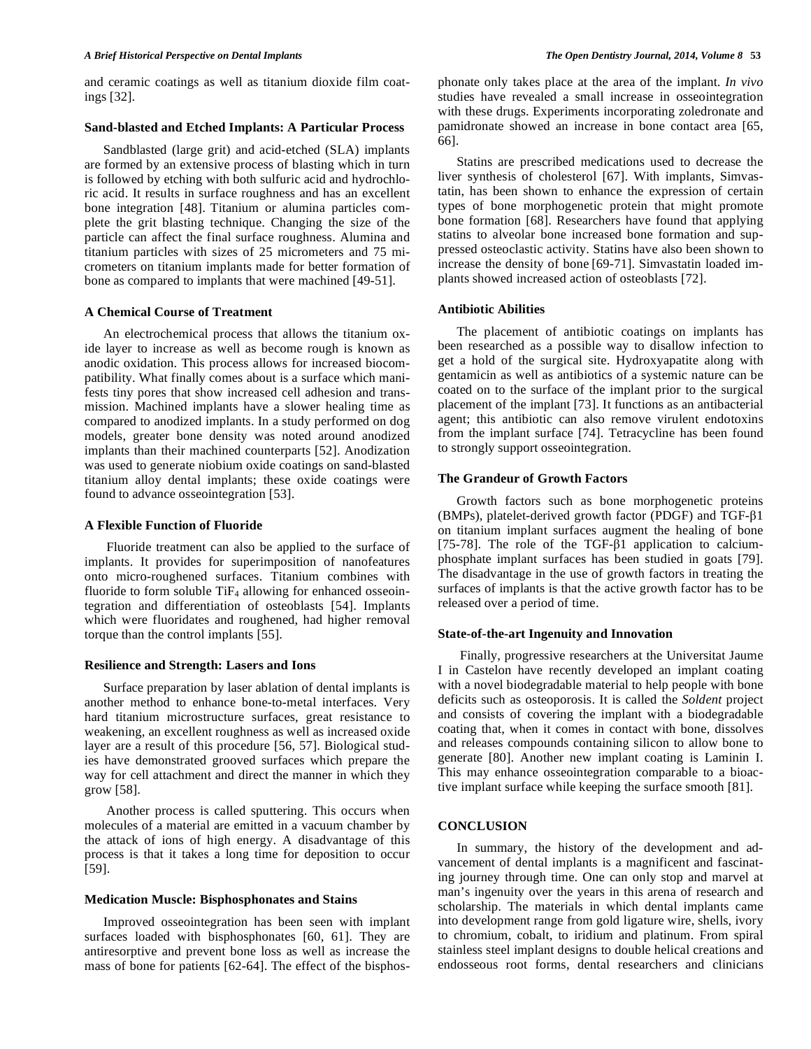and ceramic coatings as well as titanium dioxide film coatings [32].

### Sand-blasted and Etched Implants: A Particular Process

Sandblasted (large grit) and acid-etched (SLA) implants are formed by an extensive process of blasting which in turn is followed by etching with both sulfuric acid and hydrochloric acid. It results in surface roughness and has an excellent bone integration [48]. Titanium or alumina particles complete the grit blasting technique. Changing the size of the particle can affect the final surface roughness. Alumina and titanium particles with sizes of 25 micrometers and 75 micrometers on titanium implants made for better formation of bone as compared to implants that were machined [49-51].

### A Chemical Course of Treatment

An electrochemical process that allows the titanium oxide layer to increase as well as become rough is known as anodic oxidation. This process allows for increased biocompatibility. What finally comes about is a surface which manifests tiny pores that show increased cell adhesion and transmission. Machined implants have a slower healing time as compared to anodized implants. In a study performed on dog models, greater bone density was noted around anodized implants than their machined counterparts [52]. Anodization was used to generate niobium oxide coatings on sand-blasted titanium alloy dental implants; these oxide coatings were found to advance osseointegration [53].

### A Flexible Function of Fluoride

Fluoride treatment can also be applied to the surface of implants. It provides for superimposition of nanofeatures onto micro-roughened surfaces. Titanium combines with fluoride to form soluble $TiF_4$ allowing for enhanced osseointegration and differentiation of osteoblasts [54]. Implants which were fluoridates and roughened, had higher removal torque than the control implants [55].

### Resilience and Strength: Lasers and Ions

Surface preparation by laser ablation of dental implants is another method to enhance bone-to-metal interfaces. Very hard titanium microstructure surfaces, great resistance to weakening, an excellent roughness as well as increased oxide layer are a result of this procedure [56, 57]. Biological studies have demonstrated grooved surfaces which prepare the way for cell attachment and direct the manner in which they grow [58].

Another process is called sputtering. This occurs when molecules of a material are emitted in a vacuum chamber by the attack of ions of high energy. A disadvantage of this process is that it takes a long time for deposition to occur [59].

### Medication Muscle: Bisphosphonates and Stains

Improved osseointegration has been seen with implant surfaces loaded with bisphosphonates [60, 61]. They are antiresorptive and prevent bone loss as well as increase the mass of bone for patients [62-64]. The effect of the bisphosphonate only takes place at the area of the implant. *In vivo* studies have revealed a small increase in osseointegration with these drugs. Experiments incorporating zoledronate and pamidronate showed an increase in bone contact area [65, 66].

Statins are prescribed medications used to decrease the liver synthesis of cholesterol [67]. With implants, Simvastatin, has been shown to enhance the expression of certain types of bone morphogenetic protein that might promote bone formation [68]. Researchers have found that applying statins to alveolar bone increased bone formation and suppressed osteoclastic activity. Statins have also been shown to increase the density of bone [69-71]. Simvastatin loaded implants showed increased action of osteoblasts [72].

### Antibiotic Abilities

The placement of antibiotic coatings on implants has been researched as a possible way to disallow infection to get a hold of the surgical site. Hydroxyapatite along with gentamicin as well as antibiotics of a systemic nature can be coated on to the surface of the implant prior to the surgical placement of the implant [73]. It functions as an antibacterial agent; this antibiotic can also remove virulent endotoxins from the implant surface [74]. Tetracycline has been found to strongly support osseointegration.

### The Grandeur of Growth Factors

Growth factors such as bone morphogenetic proteins (BMPs), platelet-derived growth factor (PDGF) and TGF-$\beta$1 on titanium implant surfaces augment the healing of bone [75-78]. The role of the TGF-$\beta$1 application to calcium-phosphate implant surfaces has been studied in goats [79]. The disadvantage in the use of growth factors in treating the surfaces of implants is that the active growth factor has to be released over a period of time.

### State-of-the-art Ingenuity and Innovation

Finally, progressive researchers at the Universitat Jaume I in Castelon have recently developed an implant coating with a novel biodegradable material to help people with bone deficits such as osteoporosis. It is called the *Soldent* project and consists of covering the implant with a biodegradable coating that, when it comes in contact with bone, dissolves and releases compounds containing silicon to allow bone to generate [80]. Another new implant coating is Laminin I. This may enhance osseointegration comparable to a bioactive implant surface while keeping the surface smooth [81].

## CONCLUSION

In summary, the history of the development and advancement of dental implants is a magnificent and fascinating journey through time. One can only stop and marvel at man's ingenuity over the years in this arena of research and scholarship. The materials in which dental implants came into development range from gold ligature wire, shells, ivory to chromium, cobalt, to iridium and platinum. From spiral stainless steel implant designs to double helical creations and endosseous root forms, dental researchers and clinicians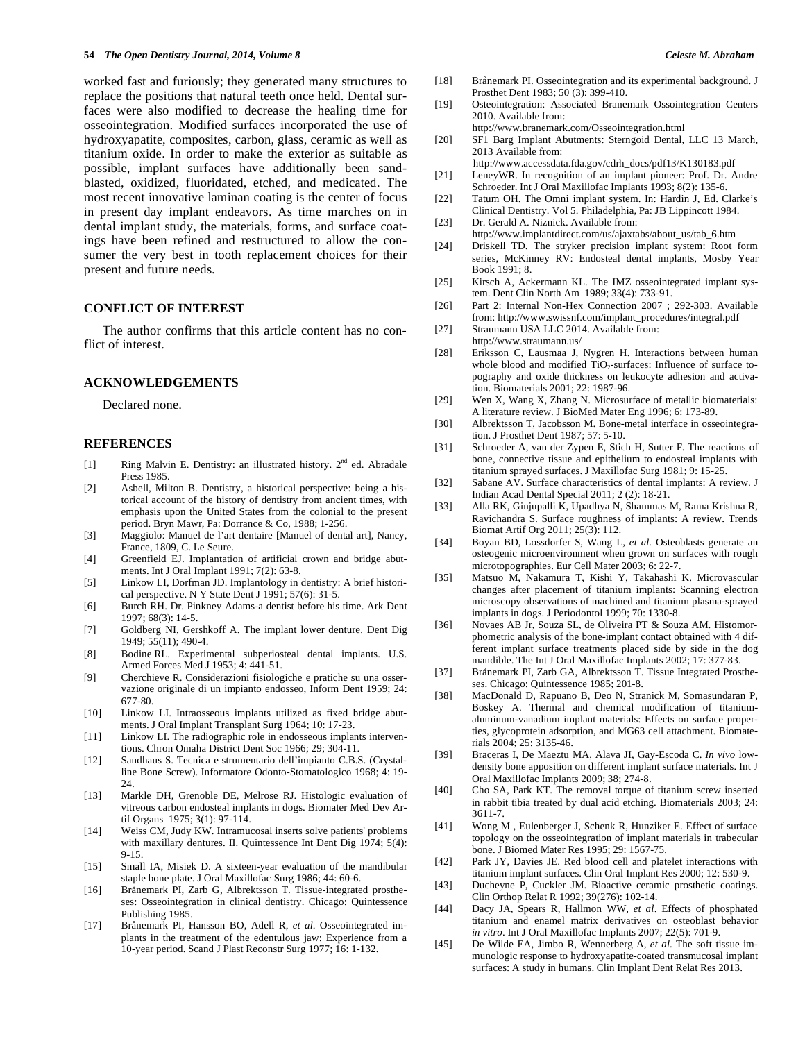worked fast and furiously; they generated many structures to replace the positions that natural teeth once held. Dental surfaces were also modified to decrease the healing time for osseointegration. Modified surfaces incorporated the use of hydroxyapatite, composites, carbon, glass, ceramic as well as titanium oxide. In order to make the exterior as suitable as possible, implant surfaces have additionally been sandblasted, oxidized, fluoridated, etched, and medicated. The most recent innovative laminan coating is the center of focus in present day implant endeavors. As time marches on in dental implant study, the materials, forms, and surface coatings have been refined and restructured to allow the consumer the very best in tooth replacement choices for their present and future needs.

## CONFLICT OF INTEREST

The author confirms that this article content has no conflict of interest.

## ACKNOWLEDGEMENTS

Declared none.

## REFERENCES

[1] Ring Malvin E. Dentistry: an illustrated history. 2nd ed. Abradale Press 1985.

[2] Asbell, Milton B. Dentistry, a historical perspective: being a historical account of the history of dentistry from ancient times, with emphasis upon the United States from the colonial to the present period. Bryn Mawr, Pa: Dorrance & Co, 1988; 1-256.

[3] Maggiolo: Manuel de l'art dentaire [Manuel of dental art], Nancy, France, 1809, C. Le Seure.

[4] Greenfield EJ. Implantation of artificial crown and bridge abutments. Int J Oral Implant 1991; 7(2): 63-8.

[5] Linkow LI, Dorfman JD. Implantology in dentistry: A brief historical perspective. N Y State Dent J 1991; 57(6): 31-5.

[6] Burch RH. Dr. Pinkney Adams-a dentist before his time. Ark Dent 1997; 68(3): 14-5.

[7] Goldberg NI, Gershkoff A. The implant lower denture. Dent Dig 1949; 55(11); 490-4.

[8] Bodine RL. Experimental subperiosteal dental implants. U.S. Armed Forces Med J 1953; 4: 441-51.

[9] Cherchieve R. Considerazioni fisiologiche e pratiche su una osservazione originale di un impianto endosseo, Inform Dent 1959; 24: 677-80.

[10] Linkow LI. Intraosseous implants utilized as fixed bridge abutments. J Oral Implant Transplant Surg 1964; 10: 17-23.

[11] Linkow LI. The radiographic role in endosseous implants interventions. Chron Omaha District Dent Soc 1966; 29; 304-11.

[12] Sandhaus S. Tecnica e strumentario dell'impianto C.B.S. (Crystalline Bone Screw). Informatore Odonto-Stomatologico 1968; 4: 19-24.

[13] Markle DH, Grenoble DE, Melrose RJ. Histologic evaluation of vitreous carbon endosteal implants in dogs. Biomater Med Dev Artif Organs 1975; 3(1): 97-114.

[14] Weiss CM, Judy KW. Intramucosal inserts solve patients' problems with maxillary dentures. II. Quintessence Int Dent Dig 1974; 5(4): 9-15.

[15] Small IA, Misiek D. A sixteen-year evaluation of the mandibular staple bone plate. J Oral Maxillofac Surg 1986; 44: 60-6.

[16] Brånemark PI, Zarb G, Albrektsson T. Tissue-integrated prostheses: Osseointegration in clinical dentistry. Chicago: Quintessence Publishing 1985.

[17] Brånemark PI, Hansson BO, Adell R, *et al.* Osseointegrated implants in the treatment of the edentulous jaw: Experience from a 10-year period. Scand J Plast Reconstr Surg 1977; 16: 1-132.

[18] Brånemark PI. Osseointegration and its experimental background. J Prosthet Dent 1983; 50 (3): 399-410.

[19] Osteointegration: Associated Branemark Ossointegration Centers 2010. Available from: http://www.branemark.com/Osseointegration.html

[20] SF1 Barg Implant Abutments: Sterngoid Dental, LLC 13 March, 2013 Available from: http://www.accessdata.fda.gov/cdrh_docs/pdf13/K130183.pdf

[21] LeneyWR. In recognition of an implant pioneer: Prof. Dr. Andre Schroeder. Int J Oral Maxillofac Implants 1993; 8(2): 135-6.

[22] Tatum OH. The Omni implant system. In: Hardin J, Ed. Clarke's Clinical Dentistry. Vol 5. Philadelphia, Pa: JB Lippincott 1984.

[23] Dr. Gerald A. Niznick. Available from: http://www.implantdirect.com/us/ajaxtabs/about_us/tab_6.htm

[24] Driskell TD. The stryker precision implant system: Root form series, McKinney RV: Endosteal dental implants, Mosby Year Book 1991; 8.

[25] Kirsch A, Ackermann KL. The IMZ osseointegrated implant system. Dent Clin North Am 1989; 33(4): 733-91.

[26] Part 2: Internal Non-Hex Connection 2007 ; 292-303. Available from: http://www.swissnf.com/implant_procedures/integral.pdf

[27] Straumann USA LLC 2014. Available from: http://www.straumann.us/

[28] Eriksson C, Lausmaa J, Nygren H. Interactions between human whole blood and modified $TiO_2$-surfaces: Influence of surface topography and oxide thickness on leukocyte adhesion and activation. Biomaterials 2001; 22: 1987-96.

[29] Wen X, Wang X, Zhang N. Microsurface of metallic biomaterials: A literature review. J BioMed Mater Eng 1996; 6: 173-89.

[30] Albrektsson T, Jacobsson M. Bone-metal interface in osseointegration. J Prosthet Dent 1987; 57: 5-10.

[31] Schroeder A, van der Zypen E, Stich H, Sutter F. The reactions of bone, connective tissue and epithelium to endosteal implants with titanium sprayed surfaces. J Maxillofac Surg 1981; 9: 15-25.

[32] Sabane AV. Surface characteristics of dental implants: A review. J Indian Acad Dental Special 2011; 2 (2): 18-21.

[33] Alla RK, Ginjupalli K, Upadhya N, Shammas M, Rama Krishna R, Ravichandra S. Surface roughness of implants: A review. Trends Biomat Artif Org 2011; 25(3): 112.

[34] Boyan BD, Lossdorfer S, Wang L, *et al.* Osteoblasts generate an osteogenic microenvironment when grown on surfaces with rough microtopographies. Eur Cell Mater 2003; 6: 22-7.

[35] Matsuo M, Nakamura T, Kishi Y, Takahashi K. Microvascular changes after placement of titanium implants: Scanning electron microscopy observations of machined and titanium plasma-sprayed implants in dogs. J Periodontol 1999; 70: 1330-8.

[36] Novaes AB Jr, Souza SL, de Oliveira PT & Souza AM. Histomorphometric analysis of the bone-implant contact obtained with 4 different implant surface treatments placed side by side in the dog mandible. The Int J Oral Maxillofac Implants 2002; 17: 377-83.

[37] Brånemark PI, Zarb GA, Albrektsson T. Tissue Integrated Prostheses. Chicago: Quintessence 1985; 201-8.

[38] MacDonald D, Rapuano B, Deo N, Stranick M, Somasundaran P, Boskey A. Thermal and chemical modification of titanium-aluminum-vanadium implant materials: Effects on surface properties, glycoprotein adsorption, and MG63 cell attachment. Biomaterials 2004; 25: 3135-46.

[39] Braceras I, De Maeztu MA, Alava JI, Gay-Escoda C. *In vivo* low-density bone apposition on different implant surface materials. Int J Oral Maxillofac Implants 2009; 38; 274-8.

[40] Cho SA, Park KT. The removal torque of titanium screw inserted in rabbit tibia treated by dual acid etching. Biomaterials 2003; 24: 3611-7.

[41] Wong M , Eulenberger J, Schenk R, Hunziker E. Effect of surface topology on the osseointegration of implant materials in trabecular bone. J Biomed Mater Res 1995; 29: 1567-75.

[42] Park JY, Davies JE. Red blood cell and platelet interactions with titanium implant surfaces. Clin Oral Implant Res 2000; 12: 530-9.

[43] Ducheyne P, Cuckler JM. Bioactive ceramic prosthetic coatings. Clin Orthop Relat R 1992; 39(276): 102-14.

[44] Dacy JA, Spears R, Hallmon WW, *et al*. Effects of phosphated titanium and enamel matrix derivatives on osteoblast behavior *in vitro*. Int J Oral Maxillofac Implants 2007; 22(5): 701-9.

[45] De Wilde EA, Jimbo R, Wennerberg A, *et al.* The soft tissue immunologic response to hydroxyapatite-coated transmucosal implant surfaces: A study in humans. Clin Implant Dent Relat Res 2013.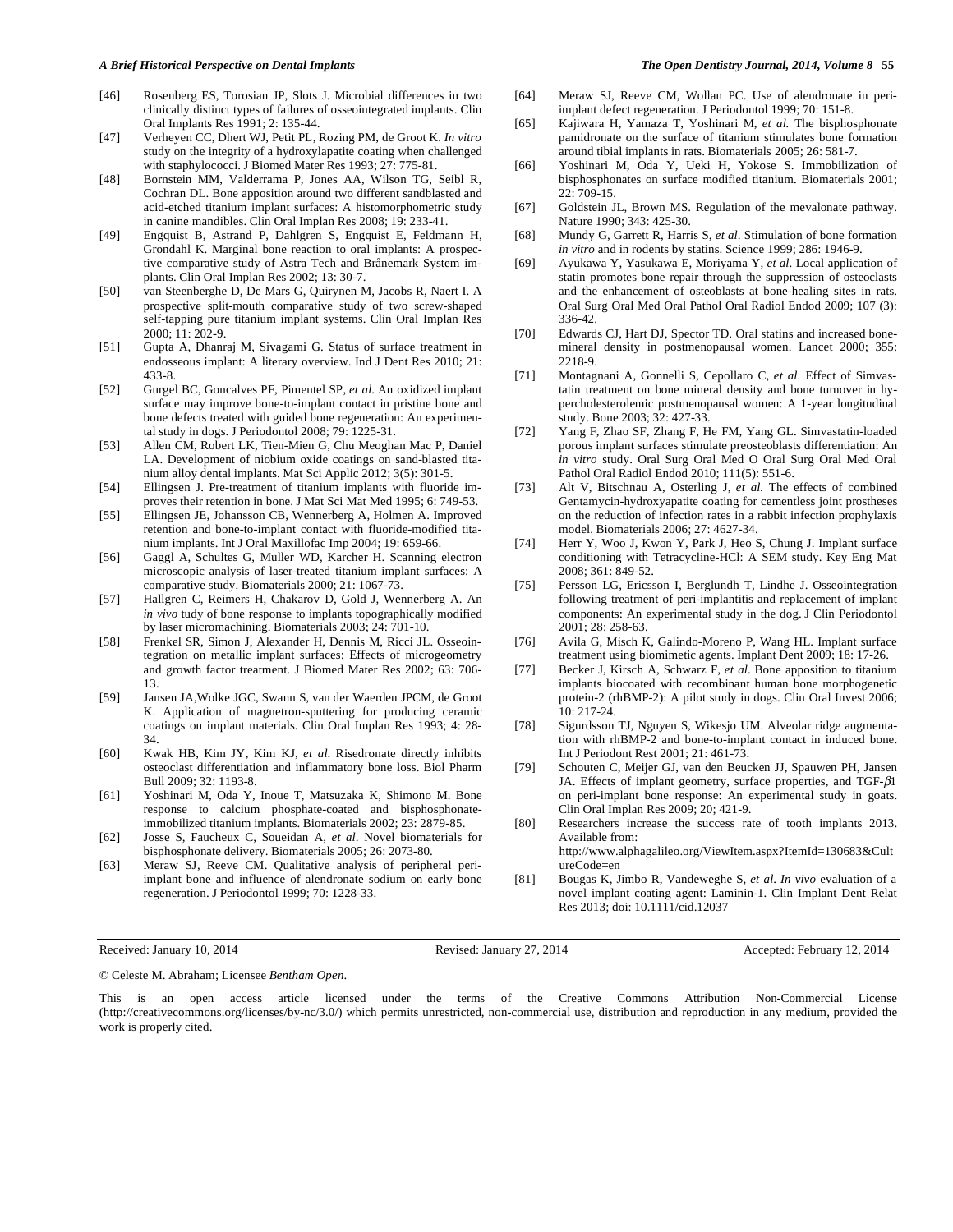[46] Rosenberg ES, Torosian JP, Slots J. Microbial differences in two clinically distinct types of failures of osseointegrated implants. Clin Oral Implants Res 1991; 2: 135-44.

[47] Verheyen CC, Dhert WJ, Petit PL, Rozing PM, de Groot K. *In vitro* study on the integrity of a hydroxylapatite coating when challenged with staphylococci. J Biomed Mater Res 1993; 27: 775-81.

[48] Bornstein MM, Valderrama P, Jones AA, Wilson TG, Seibl R, Cochran DL. Bone apposition around two different sandblasted and acid-etched titanium implant surfaces: A histomorphometric study in canine mandibles. Clin Oral Implan Res 2008; 19: 233-41.

[49] Engquist B, Astrand P, Dahlgren S, Engquist E, Feldmann H, Grondahl K. Marginal bone reaction to oral implants: A prospective comparative study of Astra Tech and Brånemark System implants. Clin Oral Implan Res 2002; 13: 30-7.

[50] van Steenberghe D, De Mars G, Quirynen M, Jacobs R, Naert I. A prospective split-mouth comparative study of two screw-shaped self-tapping pure titanium implant systems. Clin Oral Implan Res 2000; 11: 202-9.

[51] Gupta A, Dhanraj M, Sivagami G. Status of surface treatment in endosseous implant: A literary overview. Ind J Dent Res 2010; 21: 433-8.

[52] Gurgel BC, Goncalves PF, Pimentel SP, *et al*. An oxidized implant surface may improve bone-to-implant contact in pristine bone and bone defects treated with guided bone regeneration: An experimental study in dogs. J Periodontol 2008; 79: 1225-31.

[53] Allen CM, Robert LK, Tien-Mien G, Chu Meoghan Mac P, Daniel LA. Development of niobium oxide coatings on sand-blasted titanium alloy dental implants. Mat Sci Applic 2012; 3(5): 301-5.

[54] Ellingsen J. Pre-treatment of titanium implants with fluoride improves their retention in bone. J Mat Sci Mat Med 1995; 6: 749-53.

[55] Ellingsen JE, Johansson CB, Wennerberg A, Holmen A. Improved retention and bone-to-implant contact with fluoride-modified titanium implants. Int J Oral Maxillofac Imp 2004; 19: 659-66.

[56] Gaggl A, Schultes G, Muller WD, Karcher H. Scanning electron microscopic analysis of laser-treated titanium implant surfaces: A comparative study. Biomaterials 2000; 21: 1067-73.

[57] Hallgren C, Reimers H, Chakarov D, Gold J, Wennerberg A. An *in vivo* tudy of bone response to implants topographically modified by laser micromachining. Biomaterials 2003; 24: 701-10.

[58] Frenkel SR, Simon J, Alexander H, Dennis M, Ricci JL. Osseointegration on metallic implant surfaces: Effects of microgeometry and growth factor treatment. J Biomed Mater Res 2002; 63: 706-13.

[59] Jansen JA,Wolke JGC, Swann S, van der Waerden JPCM, de Groot K. Application of magnetron-sputtering for producing ceramic coatings on implant materials. Clin Oral Implan Res 1993; 4: 28-34.

[60] Kwak HB, Kim JY, Kim KJ, *et al*. Risedronate directly inhibits osteoclast differentiation and inflammatory bone loss. Biol Pharm Bull 2009; 32: 1193-8.

[61] Yoshinari M, Oda Y, Inoue T, Matsuzaka K, Shimono M. Bone response to calcium phosphate-coated and bisphosphonate-immobilized titanium implants. Biomaterials 2002; 23: 2879-85.

[62] Josse S, Faucheux C, Soueidan A, *et al*. Novel biomaterials for bisphosphonate delivery. Biomaterials 2005; 26: 2073-80.

[63] Meraw SJ, Reeve CM. Qualitative analysis of peripheral peri-implant bone and influence of alendronate sodium on early bone regeneration. J Periodontol 1999; 70: 1228-33.

[64] Meraw SJ, Reeve CM, Wollan PC. Use of alendronate in peri-implant defect regeneration. J Periodontol 1999; 70: 151-8.

[65] Kajiwara H, Yamaza T, Yoshinari M, *et al.* The bisphosphonate pamidronate on the surface of titanium stimulates bone formation around tibial implants in rats. Biomaterials 2005; 26: 581-7.

[66] Yoshinari M, Oda Y, Ueki H, Yokose S. Immobilization of bisphosphonates on surface modified titanium. Biomaterials 2001; 22: 709-15.

[67] Goldstein JL, Brown MS. Regulation of the mevalonate pathway. Nature 1990; 343: 425-30.

[68] Mundy G, Garrett R, Harris S, *et al*. Stimulation of bone formation *in vitro* and in rodents by statins. Science 1999; 286: 1946-9.

[69] Ayukawa Y, Yasukawa E, Moriyama Y, *et al*. Local application of statin promotes bone repair through the suppression of osteoclasts and the enhancement of osteoblasts at bone-healing sites in rats. Oral Surg Oral Med Oral Pathol Oral Radiol Endod 2009; 107 (3): 336-42.

[70] Edwards CJ, Hart DJ, Spector TD. Oral statins and increased bone-mineral density in postmenopausal women. Lancet 2000; 355: 2218-9.

[71] Montagnani A, Gonnelli S, Cepollaro C, *et al*. Effect of Simvastatin treatment on bone mineral density and bone turnover in hypercholesterolemic postmenopausal women: A 1-year longitudinal study. Bone 2003; 32: 427-33.

[72] Yang F, Zhao SF, Zhang F, He FM, Yang GL. Simvastatin-loaded porous implant surfaces stimulate preosteoblasts differentiation: An *in vitro* study. Oral Surg Oral Med O Oral Surg Oral Med Oral Pathol Oral Radiol Endod 2010; 111(5): 551-6.

[73] Alt V, Bitschnau A, Osterling J, *et al.* The effects of combined Gentamycin-hydroxyapatite coating for cementless joint prostheses on the reduction of infection rates in a rabbit infection prophylaxis model. Biomaterials 2006; 27: 4627-34.

[74] Herr Y, Woo J, Kwon Y, Park J, Heo S, Chung J. Implant surface conditioning with Tetracycline-HCl: A SEM study. Key Eng Mat 2008; 361: 849-52.

[75] Persson LG, Ericsson I, Berglundh T, Lindhe J. Osseointegration following treatment of peri-implantitis and replacement of implant components: An experimental study in the dog. J Clin Periodontol 2001; 28: 258-63.

[76] Avila G, Misch K, Galindo-Moreno P, Wang HL. Implant surface treatment using biomimetic agents. Implant Dent 2009; 18: 17-26.

[77] Becker J, Kirsch A, Schwarz F, *et al*. Bone apposition to titanium implants biocoated with recombinant human bone morphogenetic protein-2 (rhBMP-2): A pilot study in dogs. Clin Oral Invest 2006; 10: 217-24.

[78] Sigurdsson TJ, Nguyen S, Wikesjo UM. Alveolar ridge augmentation with rhBMP-2 and bone-to-implant contact in induced bone. Int J Periodont Rest 2001; 21: 461-73.

[79] Schouten C, Meijer GJ, van den Beucken JJ, Spauwen PH, Jansen JA. Effects of implant geometry, surface properties, and TGF-$\beta$1 on peri-implant bone response: An experimental study in goats. Clin Oral Implan Res 2009; 20; 421-9.

[80] Researchers increase the success rate of tooth implants 2013. Available from: http://www.alphagalileo.org/ViewItem.aspx?ItemId=130683&CultureCode=en

[81] Bougas K, Jimbo R, Vandeweghe S, *et al. In vivo* evaluation of a novel implant coating agent: Laminin-1. Clin Implant Dent Relat Res 2013; doi: 10.1111/cid.12037

Received: January 10, 2014 Revised: January 27, 2014 Accepted: February 12, 2014

© Celeste M. Abraham; Licensee *Bentham Open.*

This is an open access article licensed under the terms of the Creative Commons Attribution Non-Commercial License (http://creativecommons.org/licenses/by-nc/3.0/) which permits unrestricted, non-commercial use, distribution and reproduction in any medium, provided the work is properly cited.